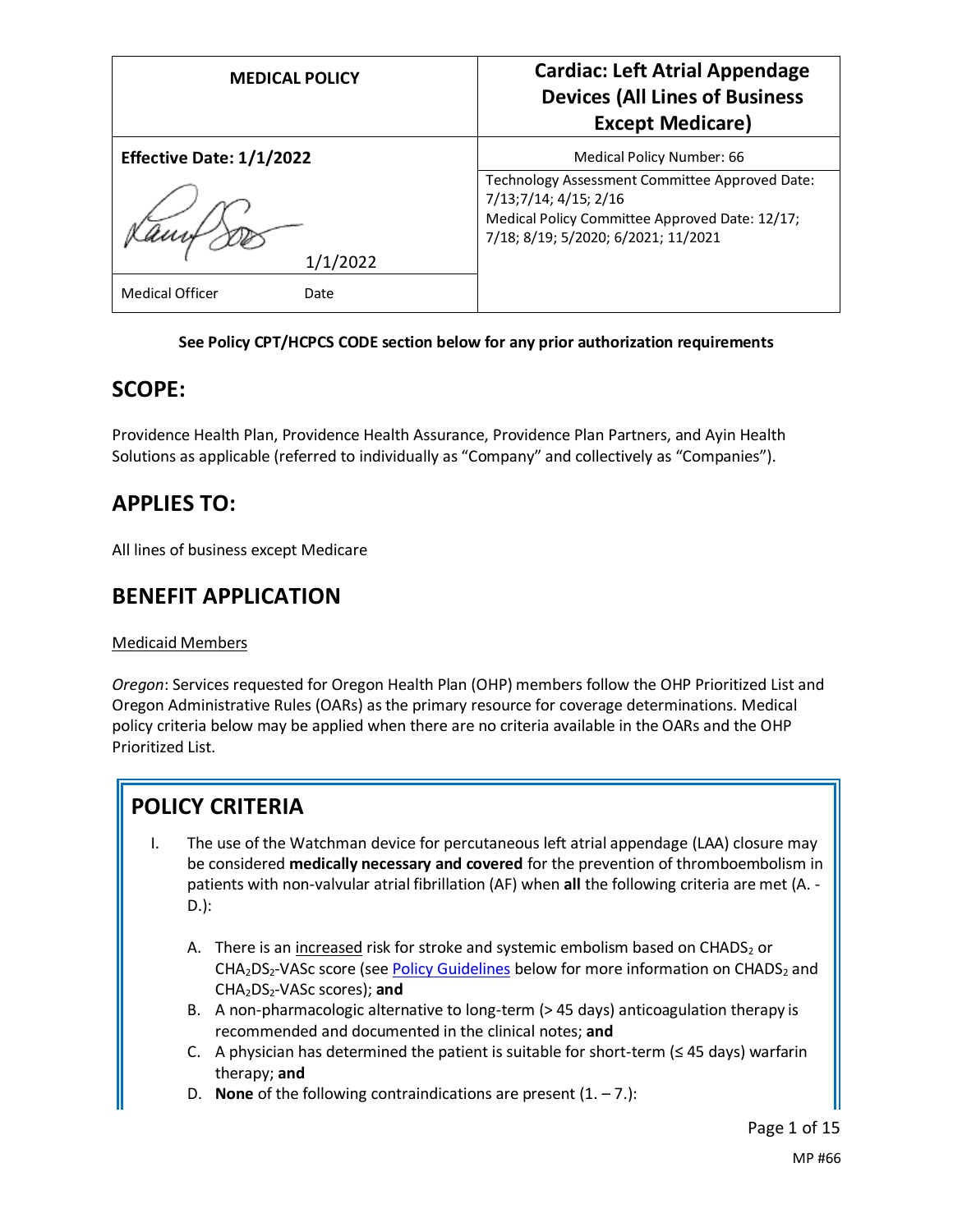| MEDICAL POLICY | Cardiac: Left Atrial Appendage Devices (All Lines of Business Except Medicare) |
|---|---|
| **Effective Date: 1/1/2022** | Medical Policy Number: 66 |
| 1/1/2022 | Technology Assessment Committee Approved Date: 7/13;7/14; 4/15; 2/16<br>Medical Policy Committee Approved Date: 12/17; 7/18; 8/19; 5/2020; 6/2021; 11/2021 |
| Medical Officer Date | |

**See Policy CPT/HCPCS CODE section below for any prior authorization requirements**

## SCOPE:

Providence Health Plan, Providence Health Assurance, Providence Plan Partners, and Ayin Health Solutions as applicable (referred to individually as "Company" and collectively as "Companies").

## APPLIES TO:

All lines of business except Medicare

## BENEFIT APPLICATION

Medicaid Members

*Oregon*: Services requested for Oregon Health Plan (OHP) members follow the OHP Prioritized List and Oregon Administrative Rules (OARs) as the primary resource for coverage determinations. Medical policy criteria below may be applied when there are no criteria available in the OARs and the OHP Prioritized List.

## POLICY CRITERIA

I. The use of the Watchman device for percutaneous left atrial appendage (LAA) closure may be considered **medically necessary and covered** for the prevention of thromboembolism in patients with non-valvular atrial fibrillation (AF) when **all** the following criteria are met (A. - D.):

   A. There is an increased risk for stroke and systemic embolism based on $CHADS_2$ or $CHA_2DS_2$-VASc score (see Policy Guidelines below for more information on $CHADS_2$ and $CHA_2DS_2$-VASc scores); **and**
   B. A non-pharmacologic alternative to long-term (> 45 days) anticoagulation therapy is recommended and documented in the clinical notes; **and**
   C. A physician has determined the patient is suitable for short-term (≤ 45 days) warfarin therapy; **and**
   D. **None** of the following contraindications are present (1. – 7.):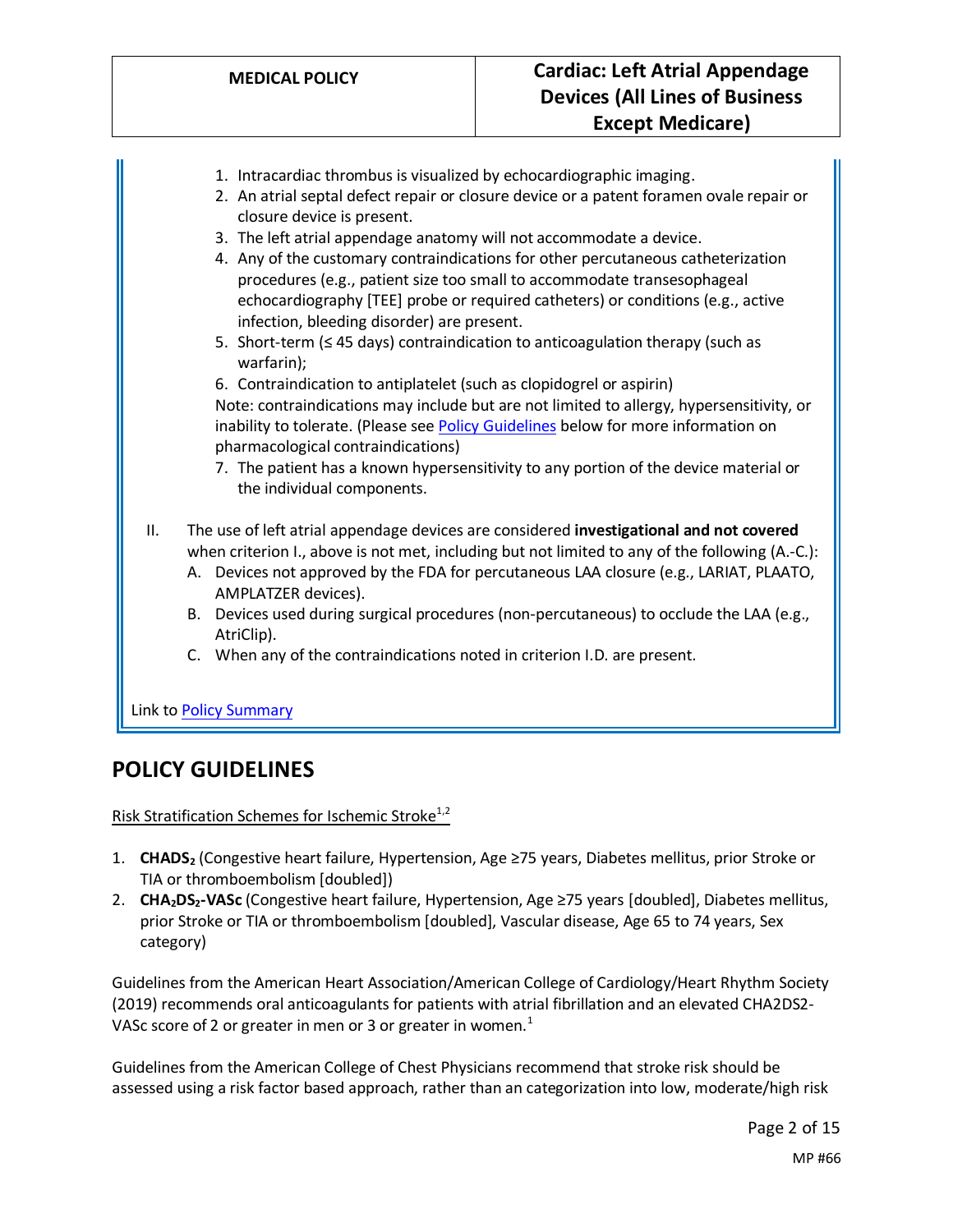1. Intracardiac thrombus is visualized by echocardiographic imaging.
2. An atrial septal defect repair or closure device or a patent foramen ovale repair or closure device is present.
3. The left atrial appendage anatomy will not accommodate a device.
4. Any of the customary contraindications for other percutaneous catheterization procedures (e.g., patient size too small to accommodate transesophageal echocardiography [TEE] probe or required catheters) or conditions (e.g., active infection, bleeding disorder) are present.
5. Short-term (≤ 45 days) contraindication to anticoagulation therapy (such as warfarin);
6. Contraindication to antiplatelet (such as clopidogrel or aspirin)

   Note: contraindications may include but are not limited to allergy, hypersensitivity, or inability to tolerate. (Please see Policy Guidelines below for more information on pharmacological contraindications)
7. The patient has a known hypersensitivity to any portion of the device material or the individual components.

II. The use of left atrial appendage devices are considered **investigational and not covered** when criterion I., above is not met, including but not limited to any of the following (A.-C.):
   A. Devices not approved by the FDA for percutaneous LAA closure (e.g., LARIAT, PLAATO, AMPLATZER devices).
   B. Devices used during surgical procedures (non-percutaneous) to occlude the LAA (e.g., AtriClip).
   C. When any of the contraindications noted in criterion I.D. are present.

Link to Policy Summary

## POLICY GUIDELINES

Risk Stratification Schemes for Ischemic Stroke[1,2]

1. **$CHADS_2$** (Congestive heart failure, Hypertension, Age ≥75 years, Diabetes mellitus, prior Stroke or TIA or thromboembolism [doubled])
2. **$CHA_2DS_2$-VASc** (Congestive heart failure, Hypertension, Age ≥75 years [doubled], Diabetes mellitus, prior Stroke or TIA or thromboembolism [doubled], Vascular disease, Age 65 to 74 years, Sex category)

Guidelines from the American Heart Association/American College of Cardiology/Heart Rhythm Society (2019) recommends oral anticoagulants for patients with atrial fibrillation and an elevated CHA2DS2-VASc score of 2 or greater in men or 3 or greater in women.[1]

Guidelines from the American College of Chest Physicians recommend that stroke risk should be assessed using a risk factor based approach, rather than an categorization into low, moderate/high risk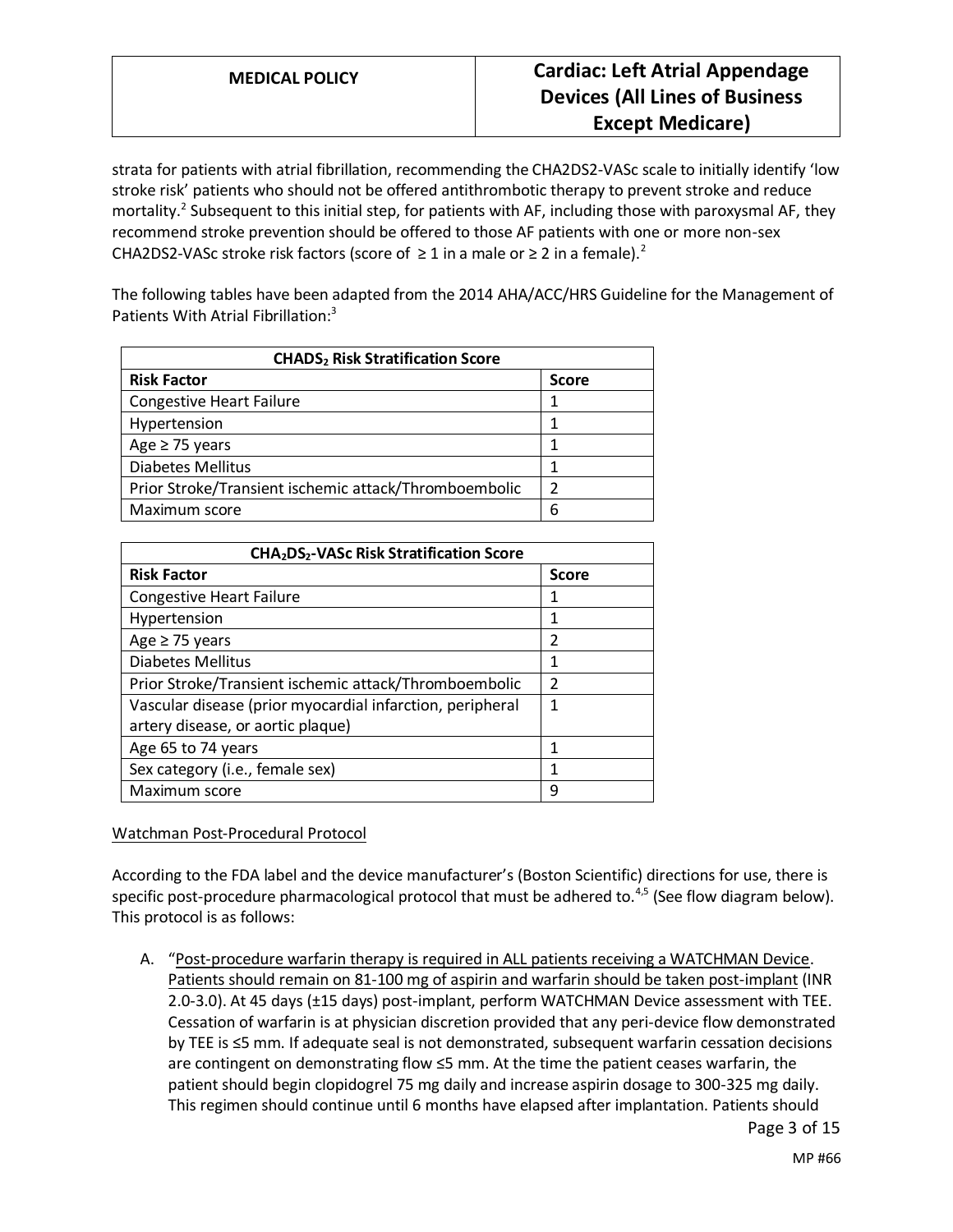strata for patients with atrial fibrillation, recommending the CHA2DS2-VASc scale to initially identify 'low stroke risk' patients who should not be offered antithrombotic therapy to prevent stroke and reduce mortality.[2] Subsequent to this initial step, for patients with AF, including those with paroxysmal AF, they recommend stroke prevention should be offered to those AF patients with one or more non-sex CHA2DS2-VASc stroke risk factors (score of ≥ 1 in a male or ≥ 2 in a female).[2]

The following tables have been adapted from the 2014 AHA/ACC/HRS Guideline for the Management of Patients With Atrial Fibrillation:[3]

| **$CHADS_2$ Risk Stratification Score** | |
|---|---|
| **Risk Factor** | **Score** |
| Congestive Heart Failure | 1 |
| Hypertension | 1 |
| Age ≥ 75 years | 1 |
| Diabetes Mellitus | 1 |
| Prior Stroke/Transient ischemic attack/Thromboembolic | 2 |
| Maximum score | 6 |

| **$CHA_2DS_2$-VASc Risk Stratification Score** | |
|---|---|
| **Risk Factor** | **Score** |
| Congestive Heart Failure | 1 |
| Hypertension | 1 |
| Age ≥ 75 years | 2 |
| Diabetes Mellitus | 1 |
| Prior Stroke/Transient ischemic attack/Thromboembolic | 2 |
| Vascular disease (prior myocardial infarction, peripheral artery disease, or aortic plaque) | 1 |
| Age 65 to 74 years | 1 |
| Sex category (i.e., female sex) | 1 |
| Maximum score | 9 |

Watchman Post-Procedural Protocol

According to the FDA label and the device manufacturer's (Boston Scientific) directions for use, there is specific post-procedure pharmacological protocol that must be adhered to.[4,5] (See flow diagram below). This protocol is as follows:

A. "Post-procedure warfarin therapy is required in ALL patients receiving a WATCHMAN Device. Patients should remain on 81-100 mg of aspirin and warfarin should be taken post-implant (INR 2.0-3.0). At 45 days (±15 days) post-implant, perform WATCHMAN Device assessment with TEE. Cessation of warfarin is at physician discretion provided that any peri-device flow demonstrated by TEE is ≤5 mm. If adequate seal is not demonstrated, subsequent warfarin cessation decisions are contingent on demonstrating flow ≤5 mm. At the time the patient ceases warfarin, the patient should begin clopidogrel 75 mg daily and increase aspirin dosage to 300-325 mg daily. This regimen should continue until 6 months have elapsed after implantation. Patients should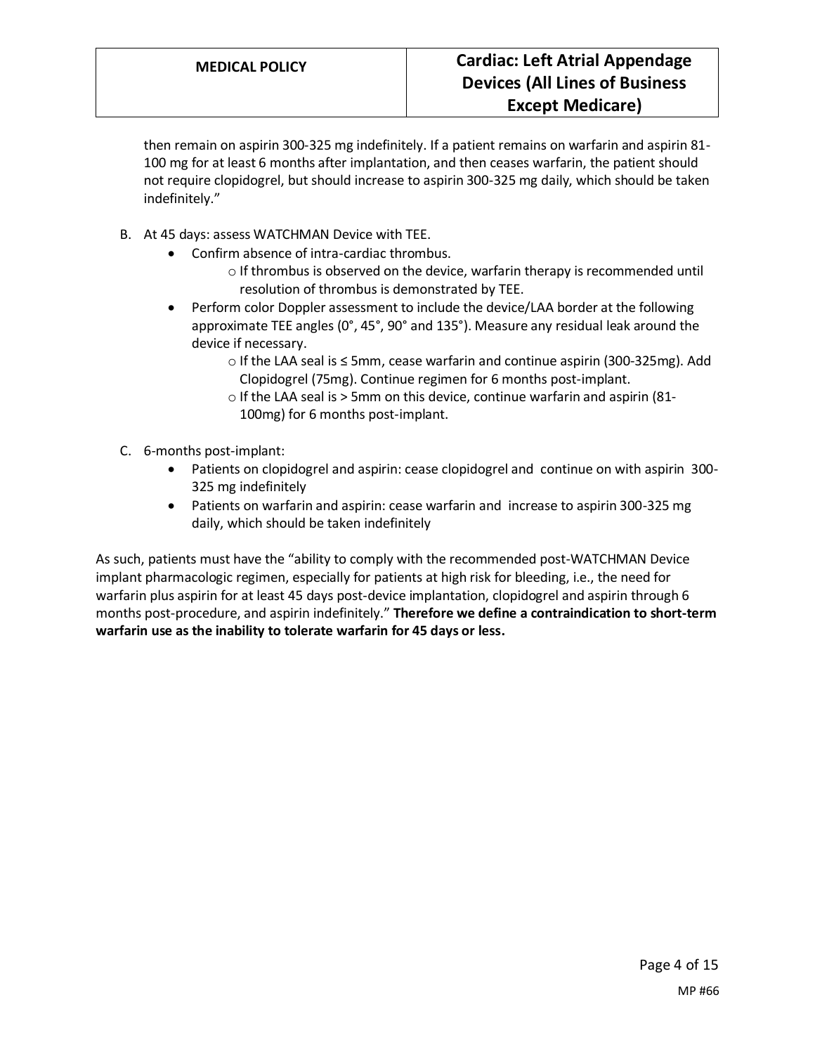then remain on aspirin 300-325 mg indefinitely. If a patient remains on warfarin and aspirin 81-100 mg for at least 6 months after implantation, and then ceases warfarin, the patient should not require clopidogrel, but should increase to aspirin 300-325 mg daily, which should be taken indefinitely."

B. At 45 days: assess WATCHMAN Device with TEE.
   - Confirm absence of intra-cardiac thrombus.
     - If thrombus is observed on the device, warfarin therapy is recommended until resolution of thrombus is demonstrated by TEE.
   - Perform color Doppler assessment to include the device/LAA border at the following approximate TEE angles (0°, 45°, 90° and 135°). Measure any residual leak around the device if necessary.
     - If the LAA seal is ≤ 5mm, cease warfarin and continue aspirin (300-325mg). Add Clopidogrel (75mg). Continue regimen for 6 months post-implant.
     - If the LAA seal is > 5mm on this device, continue warfarin and aspirin (81-100mg) for 6 months post-implant.

C. 6-months post-implant:
   - Patients on clopidogrel and aspirin: cease clopidogrel and continue on with aspirin 300-325 mg indefinitely
   - Patients on warfarin and aspirin: cease warfarin and increase to aspirin 300-325 mg daily, which should be taken indefinitely

As such, patients must have the "ability to comply with the recommended post-WATCHMAN Device implant pharmacologic regimen, especially for patients at high risk for bleeding, i.e., the need for warfarin plus aspirin for at least 45 days post-device implantation, clopidogrel and aspirin through 6 months post-procedure, and aspirin indefinitely." **Therefore we define a contraindication to short-term warfarin use as the inability to tolerate warfarin for 45 days or less.**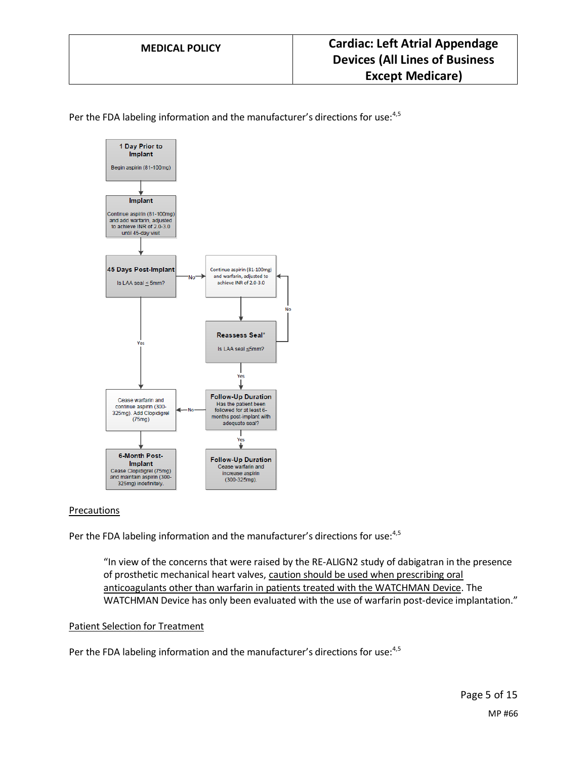Per the FDA labeling information and the manufacturer's directions for use:[4,5]

**1 Day Prior to Implant**
Begin aspirin (81-100mg)

↓

**Implant**
Continue aspirin (81-100mg) and add warfarin, adjusted to achieve INR of 2.0-3.0 until 45-day visit

↓

**45 Days Post-Implant**
Is LAA seal ≤ 5mm?

- No → Continue aspirin (81-100mg) and warfarin, adjusted to achieve INR of 2.0-3.0 → **Reassess Seal*** Is LAA seal ≤5mm?
  - No → Continue aspirin (81-100mg) and warfarin, adjusted to achieve INR of 2.0-3.0
  - Yes → **Follow-Up Duration** Has the patient been followed for at least 6-months post-implant with adequate seal?
    - No → Cease warfarin and continue aspirin (300-325mg). Add Clopidigrel (75mg)
    - Yes → **Follow-Up Duration** Cease warfarin and increase aspirin (300-325mg).
- Yes → Cease warfarin and continue aspirin (300-325mg). Add Clopidigrel (75mg) → **6-Month Post-Implant** Cease Clopidigrel (75mg) and maintain aspirin (300-325mg) indefinitely.

## Precautions

Per the FDA labeling information and the manufacturer's directions for use:[4,5]

> "In view of the concerns that were raised by the RE-ALIGN2 study of dabigatran in the presence of prosthetic mechanical heart valves, caution should be used when prescribing oral anticoagulants other than warfarin in patients treated with the WATCHMAN Device. The WATCHMAN Device has only been evaluated with the use of warfarin post-device implantation."

## Patient Selection for Treatment

Per the FDA labeling information and the manufacturer's directions for use:[4,5]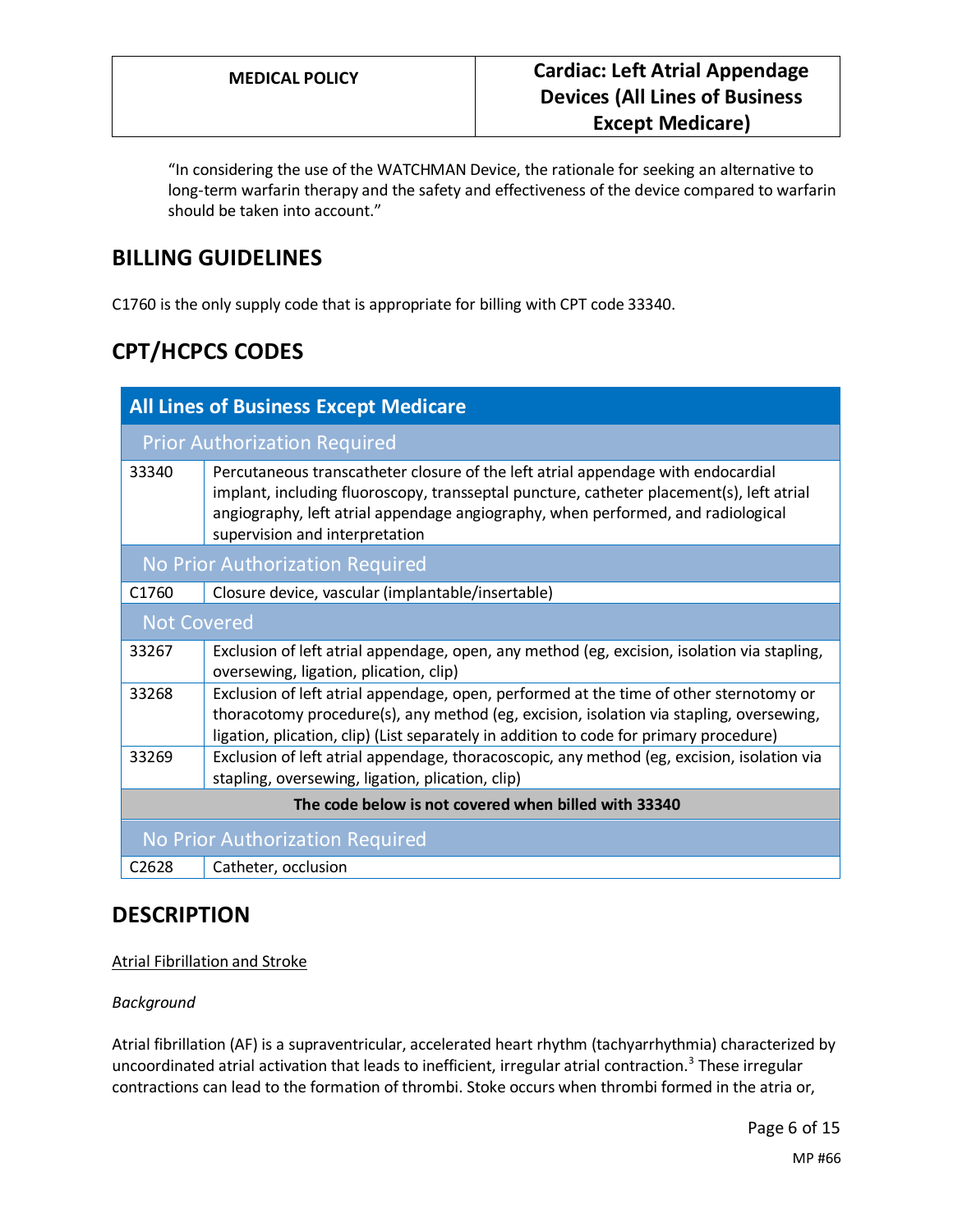"In considering the use of the WATCHMAN Device, the rationale for seeking an alternative to long-term warfarin therapy and the safety and effectiveness of the device compared to warfarin should be taken into account."

## BILLING GUIDELINES

C1760 is the only supply code that is appropriate for billing with CPT code 33340.

## CPT/HCPCS CODES

| All Lines of Business Except Medicare | |
|---|---|
| **Prior Authorization Required** | |
| 33340 | Percutaneous transcatheter closure of the left atrial appendage with endocardial implant, including fluoroscopy, transseptal puncture, catheter placement(s), left atrial angiography, left atrial appendage angiography, when performed, and radiological supervision and interpretation |
| **No Prior Authorization Required** | |
| C1760 | Closure device, vascular (implantable/insertable) |
| **Not Covered** | |
| 33267 | Exclusion of left atrial appendage, open, any method (eg, excision, isolation via stapling, oversewing, ligation, plication, clip) |
| 33268 | Exclusion of left atrial appendage, open, performed at the time of other sternotomy or thoracotomy procedure(s), any method (eg, excision, isolation via stapling, oversewing, ligation, plication, clip) (List separately in addition to code for primary procedure) |
| 33269 | Exclusion of left atrial appendage, thoracoscopic, any method (eg, excision, isolation via stapling, oversewing, ligation, plication, clip) |
| **The code below is not covered when billed with 33340** | |
| **No Prior Authorization Required** | |
| C2628 | Catheter, occlusion |

## DESCRIPTION

Atrial Fibrillation and Stroke

*Background*

Atrial fibrillation (AF) is a supraventricular, accelerated heart rhythm (tachyarrhythmia) characterized by uncoordinated atrial activation that leads to inefficient, irregular atrial contraction.[3] These irregular contractions can lead to the formation of thrombi. Stoke occurs when thrombi formed in the atria or,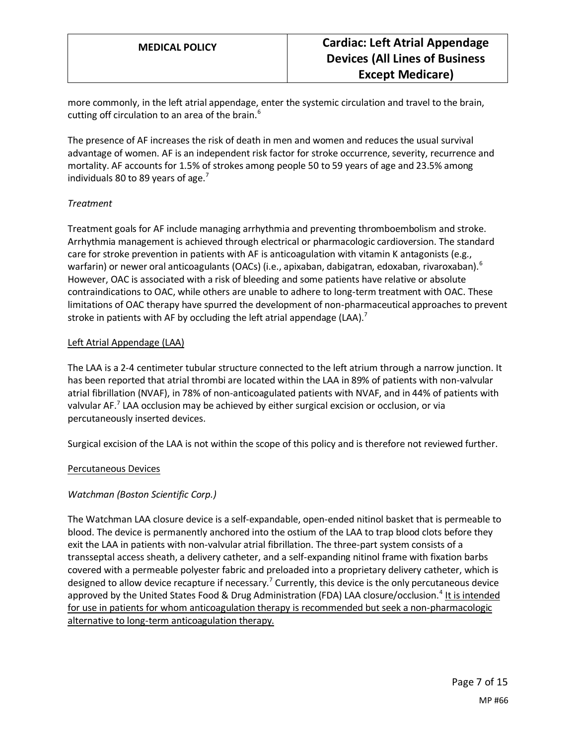more commonly, in the left atrial appendage, enter the systemic circulation and travel to the brain, cutting off circulation to an area of the brain.[6]

The presence of AF increases the risk of death in men and women and reduces the usual survival advantage of women. AF is an independent risk factor for stroke occurrence, severity, recurrence and mortality. AF accounts for 1.5% of strokes among people 50 to 59 years of age and 23.5% among individuals 80 to 89 years of age.[7]

*Treatment*

Treatment goals for AF include managing arrhythmia and preventing thromboembolism and stroke. Arrhythmia management is achieved through electrical or pharmacologic cardioversion. The standard care for stroke prevention in patients with AF is anticoagulation with vitamin K antagonists (e.g., warfarin) or newer oral anticoagulants (OACs) (i.e., apixaban, dabigatran, edoxaban, rivaroxaban).[6] However, OAC is associated with a risk of bleeding and some patients have relative or absolute contraindications to OAC, while others are unable to adhere to long-term treatment with OAC. These limitations of OAC therapy have spurred the development of non-pharmaceutical approaches to prevent stroke in patients with AF by occluding the left atrial appendage (LAA).[7]

<u>Left Atrial Appendage (LAA)</u>

The LAA is a 2-4 centimeter tubular structure connected to the left atrium through a narrow junction. It has been reported that atrial thrombi are located within the LAA in 89% of patients with non-valvular atrial fibrillation (NVAF), in 78% of non-anticoagulated patients with NVAF, and in 44% of patients with valvular AF.[7] LAA occlusion may be achieved by either surgical excision or occlusion, or via percutaneously inserted devices.

Surgical excision of the LAA is not within the scope of this policy and is therefore not reviewed further.

<u>Percutaneous Devices</u>

*Watchman (Boston Scientific Corp.)*

The Watchman LAA closure device is a self-expandable, open-ended nitinol basket that is permeable to blood. The device is permanently anchored into the ostium of the LAA to trap blood clots before they exit the LAA in patients with non-valvular atrial fibrillation. The three-part system consists of a transseptal access sheath, a delivery catheter, and a self-expanding nitinol frame with fixation barbs covered with a permeable polyester fabric and preloaded into a proprietary delivery catheter, which is designed to allow device recapture if necessary.[7] Currently, this device is the only percutaneous device approved by the United States Food & Drug Administration (FDA) LAA closure/occlusion.[4] <u>It is intended for use in patients for whom anticoagulation therapy is recommended but seek a non-pharmacologic alternative to long-term anticoagulation therapy.</u>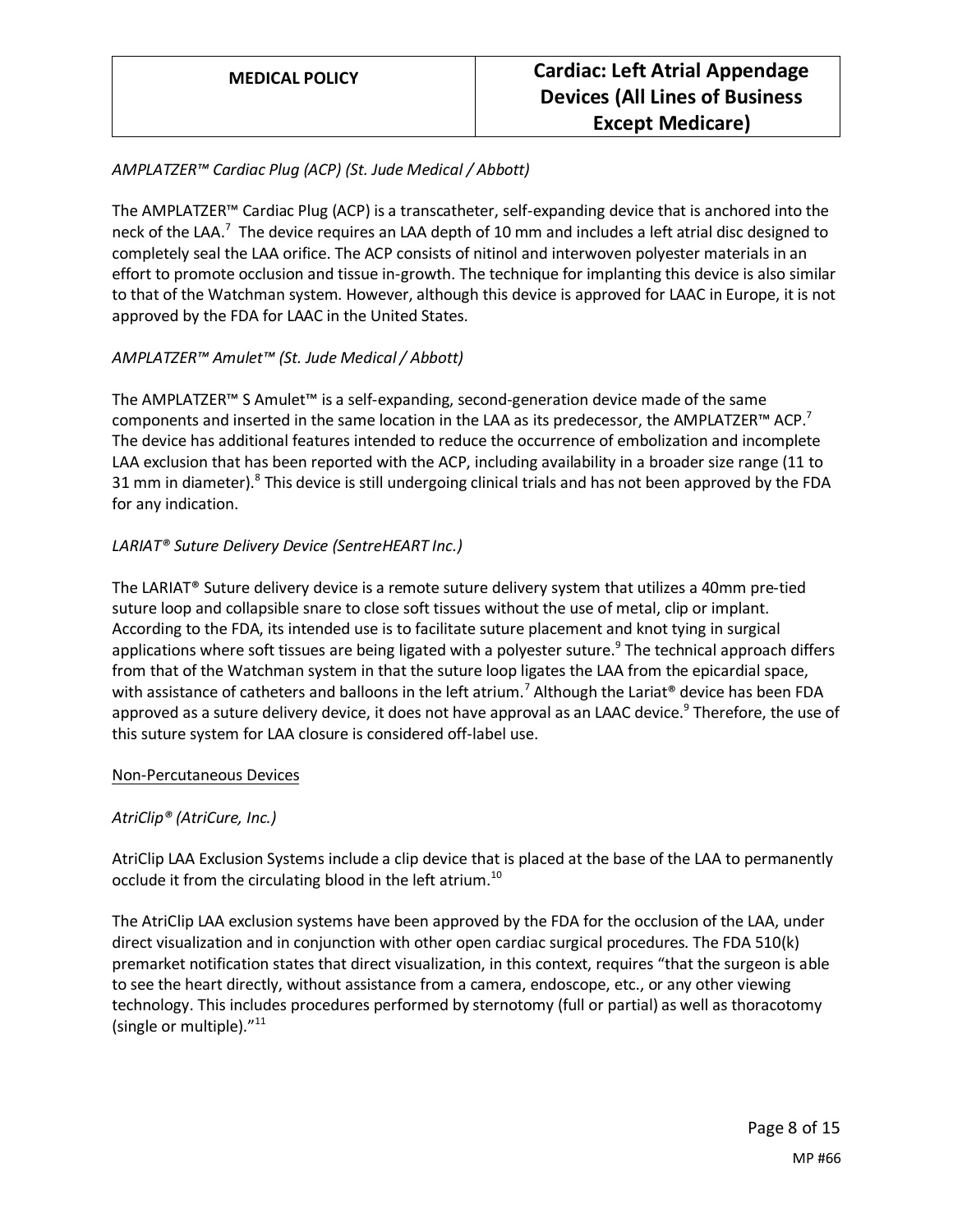*AMPLATZER™ Cardiac Plug (ACP) (St. Jude Medical / Abbott)*

The AMPLATZER™ Cardiac Plug (ACP) is a transcatheter, self-expanding device that is anchored into the neck of the LAA.[7] The device requires an LAA depth of 10 mm and includes a left atrial disc designed to completely seal the LAA orifice. The ACP consists of nitinol and interwoven polyester materials in an effort to promote occlusion and tissue in-growth. The technique for implanting this device is also similar to that of the Watchman system. However, although this device is approved for LAAC in Europe, it is not approved by the FDA for LAAC in the United States.

*AMPLATZER™ Amulet™ (St. Jude Medical / Abbott)*

The AMPLATZER™ S Amulet™ is a self-expanding, second-generation device made of the same components and inserted in the same location in the LAA as its predecessor, the AMPLATZER™ ACP.[7] The device has additional features intended to reduce the occurrence of embolization and incomplete LAA exclusion that has been reported with the ACP, including availability in a broader size range (11 to 31 mm in diameter).[8] This device is still undergoing clinical trials and has not been approved by the FDA for any indication.

*LARIAT® Suture Delivery Device (SentreHEART Inc.)*

The LARIAT® Suture delivery device is a remote suture delivery system that utilizes a 40mm pre-tied suture loop and collapsible snare to close soft tissues without the use of metal, clip or implant. According to the FDA, its intended use is to facilitate suture placement and knot tying in surgical applications where soft tissues are being ligated with a polyester suture.[9] The technical approach differs from that of the Watchman system in that the suture loop ligates the LAA from the epicardial space, with assistance of catheters and balloons in the left atrium.[7] Although the Lariat® device has been FDA approved as a suture delivery device, it does not have approval as an LAAC device.[9] Therefore, the use of this suture system for LAA closure is considered off-label use.

<u>Non-Percutaneous Devices</u>

*AtriClip® (AtriCure, Inc.)*

AtriClip LAA Exclusion Systems include a clip device that is placed at the base of the LAA to permanently occlude it from the circulating blood in the left atrium.[10]

The AtriClip LAA exclusion systems have been approved by the FDA for the occlusion of the LAA, under direct visualization and in conjunction with other open cardiac surgical procedures. The FDA 510(k) premarket notification states that direct visualization, in this context, requires "that the surgeon is able to see the heart directly, without assistance from a camera, endoscope, etc., or any other viewing technology. This includes procedures performed by sternotomy (full or partial) as well as thoracotomy (single or multiple)."[11]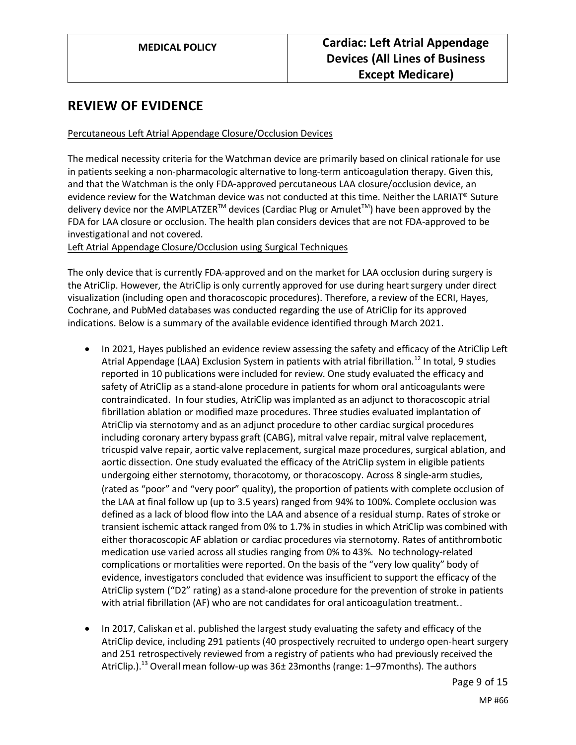## REVIEW OF EVIDENCE

Percutaneous Left Atrial Appendage Closure/Occlusion Devices

The medical necessity criteria for the Watchman device are primarily based on clinical rationale for use in patients seeking a non-pharmacologic alternative to long-term anticoagulation therapy. Given this, and that the Watchman is the only FDA-approved percutaneous LAA closure/occlusion device, an evidence review for the Watchman device was not conducted at this time. Neither the LARIAT® Suture delivery device nor the AMPLATZER™ devices (Cardiac Plug or Amulet™) have been approved by the FDA for LAA closure or occlusion. The health plan considers devices that are not FDA-approved to be investigational and not covered.

Left Atrial Appendage Closure/Occlusion using Surgical Techniques

The only device that is currently FDA-approved and on the market for LAA occlusion during surgery is the AtriClip. However, the AtriClip is only currently approved for use during heart surgery under direct visualization (including open and thoracoscopic procedures). Therefore, a review of the ECRI, Hayes, Cochrane, and PubMed databases was conducted regarding the use of AtriClip for its approved indications. Below is a summary of the available evidence identified through March 2021.

- In 2021, Hayes published an evidence review assessing the safety and efficacy of the AtriClip Left Atrial Appendage (LAA) Exclusion System in patients with atrial fibrillation.[12] In total, 9 studies reported in 10 publications were included for review. One study evaluated the efficacy and safety of AtriClip as a stand-alone procedure in patients for whom oral anticoagulants were contraindicated. In four studies, AtriClip was implanted as an adjunct to thoracoscopic atrial fibrillation ablation or modified maze procedures. Three studies evaluated implantation of AtriClip via sternotomy and as an adjunct procedure to other cardiac surgical procedures including coronary artery bypass graft (CABG), mitral valve repair, mitral valve replacement, tricuspid valve repair, aortic valve replacement, surgical maze procedures, surgical ablation, and aortic dissection. One study evaluated the efficacy of the AtriClip system in eligible patients undergoing either sternotomy, thoracotomy, or thoracoscopy. Across 8 single-arm studies, (rated as "poor" and "very poor" quality), the proportion of patients with complete occlusion of the LAA at final follow up (up to 3.5 years) ranged from 94% to 100%. Complete occlusion was defined as a lack of blood flow into the LAA and absence of a residual stump. Rates of stroke or transient ischemic attack ranged from 0% to 1.7% in studies in which AtriClip was combined with either thoracoscopic AF ablation or cardiac procedures via sternotomy. Rates of antithrombotic medication use varied across all studies ranging from 0% to 43%. No technology-related complications or mortalities were reported. On the basis of the "very low quality" body of evidence, investigators concluded that evidence was insufficient to support the efficacy of the AtriClip system ("D2" rating) as a stand-alone procedure for the prevention of stroke in patients with atrial fibrillation (AF) who are not candidates for oral anticoagulation treatment..
- In 2017, Caliskan et al. published the largest study evaluating the safety and efficacy of the AtriClip device, including 291 patients (40 prospectively recruited to undergo open-heart surgery and 251 retrospectively reviewed from a registry of patients who had previously received the AtriClip.).[13] Overall mean follow-up was 36± 23months (range: 1–97months). The authors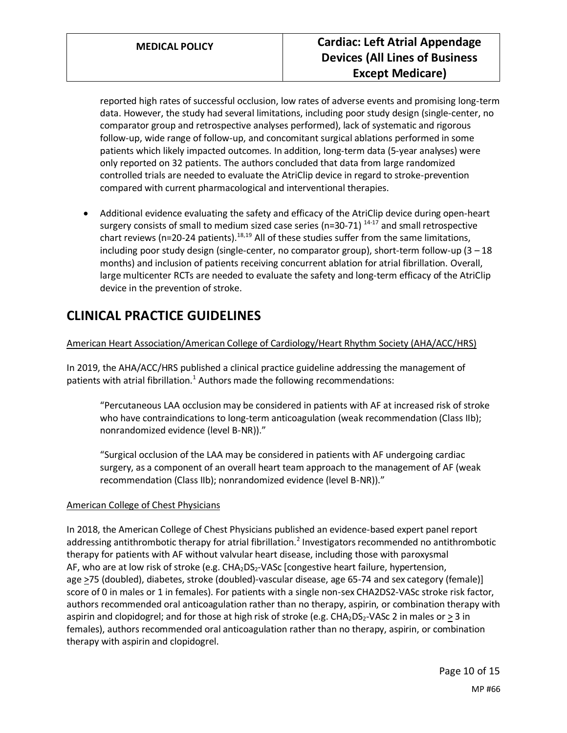reported high rates of successful occlusion, low rates of adverse events and promising long-term data. However, the study had several limitations, including poor study design (single-center, no comparator group and retrospective analyses performed), lack of systematic and rigorous follow-up, wide range of follow-up, and concomitant surgical ablations performed in some patients which likely impacted outcomes. In addition, long-term data (5-year analyses) were only reported on 32 patients. The authors concluded that data from large randomized controlled trials are needed to evaluate the AtriClip device in regard to stroke-prevention compared with current pharmacological and interventional therapies.

- Additional evidence evaluating the safety and efficacy of the AtriClip device during open-heart surgery consists of small to medium sized case series (n=30-71) [14-17] and small retrospective chart reviews (n=20-24 patients).[18,19] All of these studies suffer from the same limitations, including poor study design (single-center, no comparator group), short-term follow-up (3 – 18 months) and inclusion of patients receiving concurrent ablation for atrial fibrillation. Overall, large multicenter RCTs are needed to evaluate the safety and long-term efficacy of the AtriClip device in the prevention of stroke.

# CLINICAL PRACTICE GUIDELINES

American Heart Association/American College of Cardiology/Heart Rhythm Society (AHA/ACC/HRS)

In 2019, the AHA/ACC/HRS published a clinical practice guideline addressing the management of patients with atrial fibrillation.[1] Authors made the following recommendations:

> "Percutaneous LAA occlusion may be considered in patients with AF at increased risk of stroke who have contraindications to long-term anticoagulation (weak recommendation (Class IIb); nonrandomized evidence (level B-NR))."
>
> "Surgical occlusion of the LAA may be considered in patients with AF undergoing cardiac surgery, as a component of an overall heart team approach to the management of AF (weak recommendation (Class IIb); nonrandomized evidence (level B-NR))."

American College of Chest Physicians

In 2018, the American College of Chest Physicians published an evidence-based expert panel report addressing antithrombotic therapy for atrial fibrillation.[2] Investigators recommended no antithrombotic therapy for patients with AF without valvular heart disease, including those with paroxysmal AF, who are at low risk of stroke (e.g. $CHA_2DS_2$-VASc [congestive heart failure, hypertension, age $\geq$75 (doubled), diabetes, stroke (doubled)-vascular disease, age 65-74 and sex category (female)] score of 0 in males or 1 in females). For patients with a single non-sex CHA2DS2-VASc stroke risk factor, authors recommended oral anticoagulation rather than no therapy, aspirin, or combination therapy with aspirin and clopidogrel; and for those at high risk of stroke (e.g. $CHA_2DS_2$-VASc 2 in males or $\geq$ 3 in females), authors recommended oral anticoagulation rather than no therapy, aspirin, or combination therapy with aspirin and clopidogrel.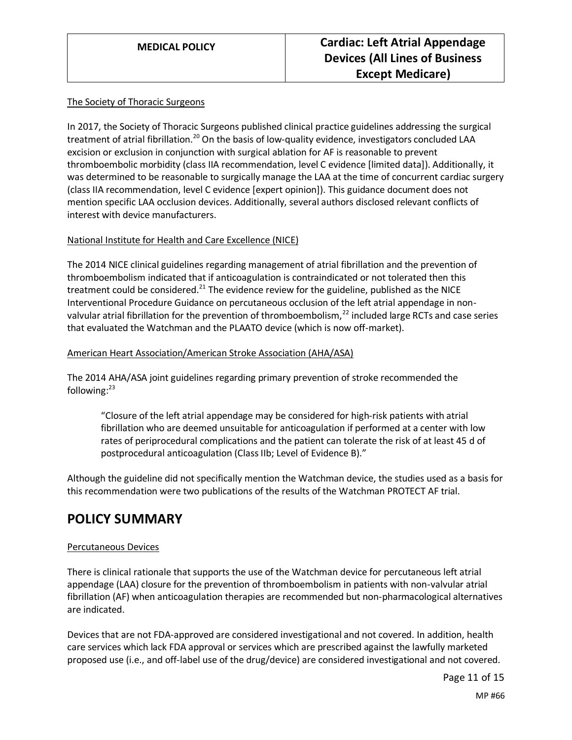The Society of Thoracic Surgeons

In 2017, the Society of Thoracic Surgeons published clinical practice guidelines addressing the surgical treatment of atrial fibrillation.[20] On the basis of low-quality evidence, investigators concluded LAA excision or exclusion in conjunction with surgical ablation for AF is reasonable to prevent thromboembolic morbidity (class IIA recommendation, level C evidence [limited data]). Additionally, it was determined to be reasonable to surgically manage the LAA at the time of concurrent cardiac surgery (class IIA recommendation, level C evidence [expert opinion]). This guidance document does not mention specific LAA occlusion devices. Additionally, several authors disclosed relevant conflicts of interest with device manufacturers.

National Institute for Health and Care Excellence (NICE)

The 2014 NICE clinical guidelines regarding management of atrial fibrillation and the prevention of thromboembolism indicated that if anticoagulation is contraindicated or not tolerated then this treatment could be considered.[21] The evidence review for the guideline, published as the NICE Interventional Procedure Guidance on percutaneous occlusion of the left atrial appendage in non-valvular atrial fibrillation for the prevention of thromboembolism,[22] included large RCTs and case series that evaluated the Watchman and the PLAATO device (which is now off-market).

American Heart Association/American Stroke Association (AHA/ASA)

The 2014 AHA/ASA joint guidelines regarding primary prevention of stroke recommended the following:[23]

> "Closure of the left atrial appendage may be considered for high-risk patients with atrial fibrillation who are deemed unsuitable for anticoagulation if performed at a center with low rates of periprocedural complications and the patient can tolerate the risk of at least 45 d of postprocedural anticoagulation (Class IIb; Level of Evidence B)."

Although the guideline did not specifically mention the Watchman device, the studies used as a basis for this recommendation were two publications of the results of the Watchman PROTECT AF trial.

# POLICY SUMMARY

Percutaneous Devices

There is clinical rationale that supports the use of the Watchman device for percutaneous left atrial appendage (LAA) closure for the prevention of thromboembolism in patients with non-valvular atrial fibrillation (AF) when anticoagulation therapies are recommended but non-pharmacological alternatives are indicated.

Devices that are not FDA-approved are considered investigational and not covered. In addition, health care services which lack FDA approval or services which are prescribed against the lawfully marketed proposed use (i.e., and off-label use of the drug/device) are considered investigational and not covered.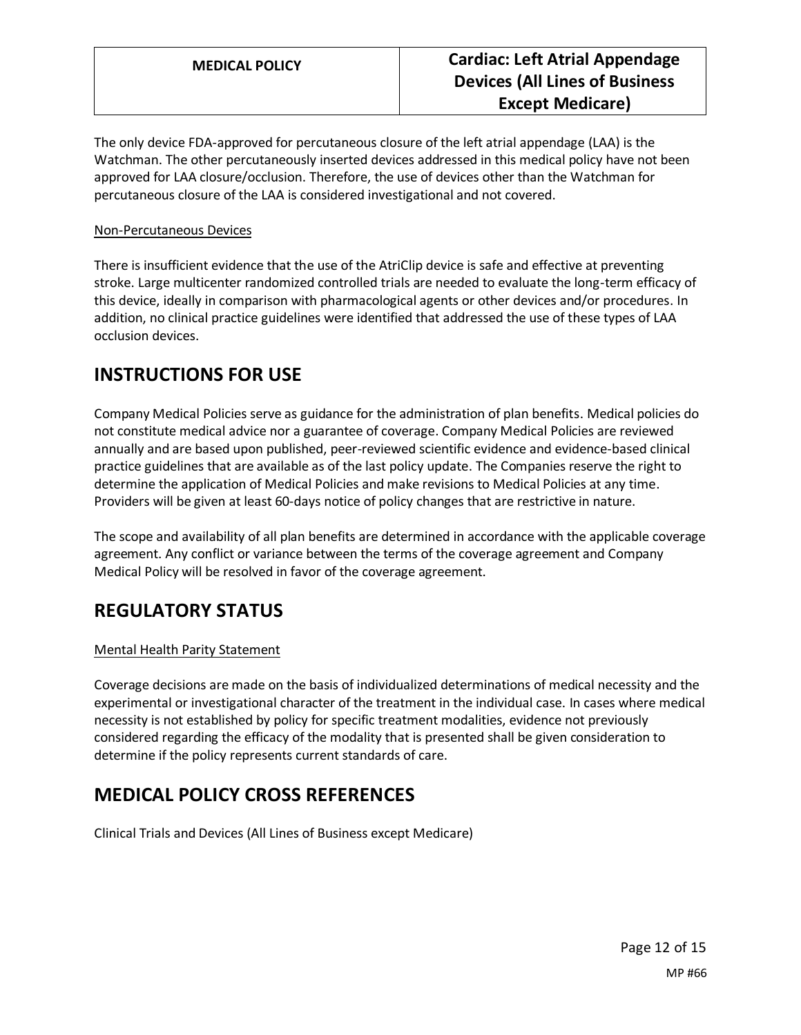The only device FDA-approved for percutaneous closure of the left atrial appendage (LAA) is the Watchman. The other percutaneously inserted devices addressed in this medical policy have not been approved for LAA closure/occlusion. Therefore, the use of devices other than the Watchman for percutaneous closure of the LAA is considered investigational and not covered.

Non-Percutaneous Devices

There is insufficient evidence that the use of the AtriClip device is safe and effective at preventing stroke. Large multicenter randomized controlled trials are needed to evaluate the long-term efficacy of this device, ideally in comparison with pharmacological agents or other devices and/or procedures. In addition, no clinical practice guidelines were identified that addressed the use of these types of LAA occlusion devices.

# INSTRUCTIONS FOR USE

Company Medical Policies serve as guidance for the administration of plan benefits. Medical policies do not constitute medical advice nor a guarantee of coverage. Company Medical Policies are reviewed annually and are based upon published, peer-reviewed scientific evidence and evidence-based clinical practice guidelines that are available as of the last policy update. The Companies reserve the right to determine the application of Medical Policies and make revisions to Medical Policies at any time. Providers will be given at least 60-days notice of policy changes that are restrictive in nature.

The scope and availability of all plan benefits are determined in accordance with the applicable coverage agreement. Any conflict or variance between the terms of the coverage agreement and Company Medical Policy will be resolved in favor of the coverage agreement.

# REGULATORY STATUS

Mental Health Parity Statement

Coverage decisions are made on the basis of individualized determinations of medical necessity and the experimental or investigational character of the treatment in the individual case. In cases where medical necessity is not established by policy for specific treatment modalities, evidence not previously considered regarding the efficacy of the modality that is presented shall be given consideration to determine if the policy represents current standards of care.

# MEDICAL POLICY CROSS REFERENCES

Clinical Trials and Devices (All Lines of Business except Medicare)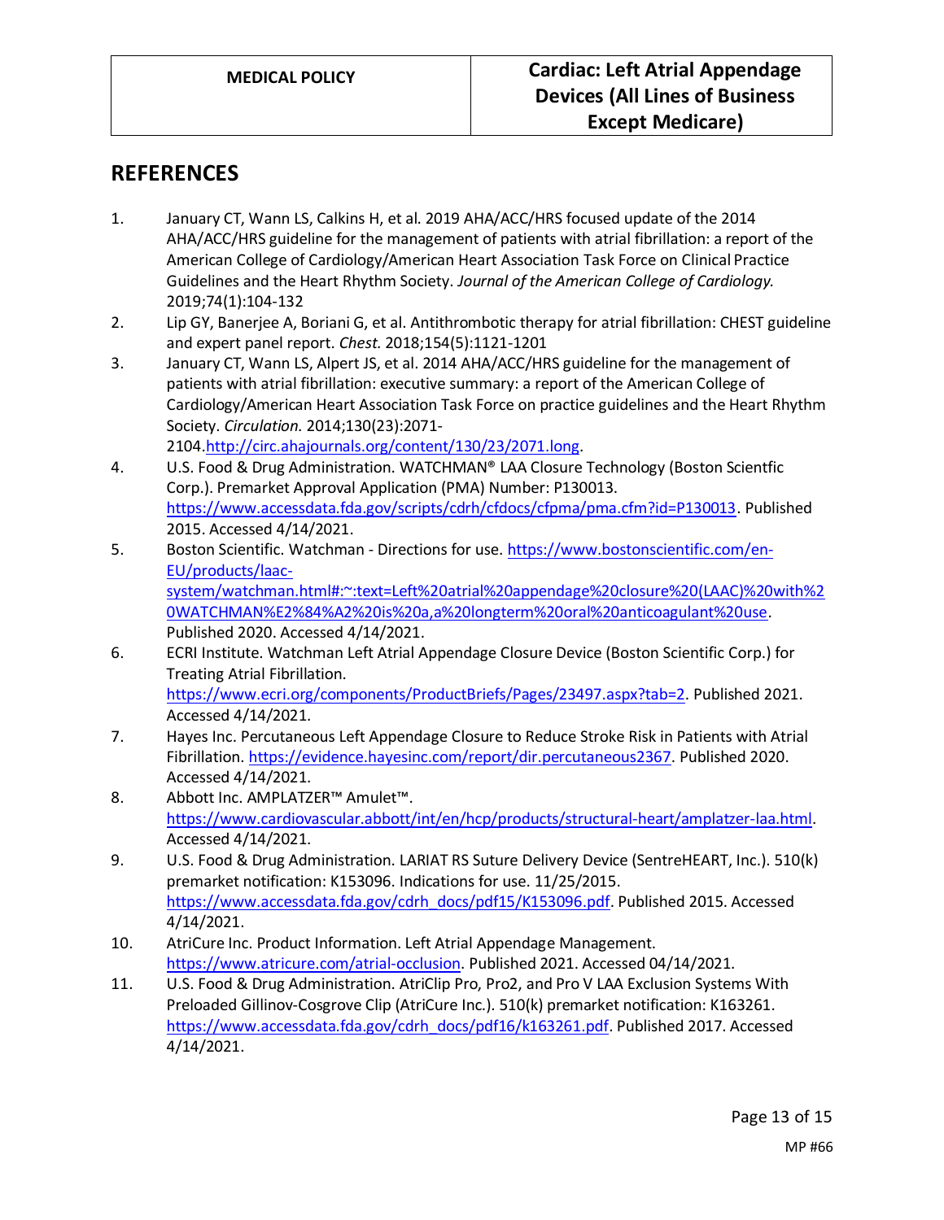## REFERENCES

1. January CT, Wann LS, Calkins H, et al. 2019 AHA/ACC/HRS focused update of the 2014 AHA/ACC/HRS guideline for the management of patients with atrial fibrillation: a report of the American College of Cardiology/American Heart Association Task Force on Clinical Practice Guidelines and the Heart Rhythm Society. *Journal of the American College of Cardiology.* 2019;74(1):104-132
2. Lip GY, Banerjee A, Boriani G, et al. Antithrombotic therapy for atrial fibrillation: CHEST guideline and expert panel report. *Chest.* 2018;154(5):1121-1201
3. January CT, Wann LS, Alpert JS, et al. 2014 AHA/ACC/HRS guideline for the management of patients with atrial fibrillation: executive summary: a report of the American College of Cardiology/American Heart Association Task Force on practice guidelines and the Heart Rhythm Society. *Circulation.* 2014;130(23):2071-2104.http://circ.ahajournals.org/content/130/23/2071.long.
4. U.S. Food & Drug Administration. WATCHMAN® LAA Closure Technology (Boston Scientfic Corp.). Premarket Approval Application (PMA) Number: P130013. https://www.accessdata.fda.gov/scripts/cdrh/cfdocs/cfpma/pma.cfm?id=P130013. Published 2015. Accessed 4/14/2021.
5. Boston Scientific. Watchman - Directions for use. https://www.bostonscientific.com/en-EU/products/laac-system/watchman.html#:~:text=Left%20atrial%20appendage%20closure%20(LAAC)%20with%20WATCHMAN%E2%84%A2%20is%20a,a%20longterm%20oral%20anticoagulant%20use. Published 2020. Accessed 4/14/2021.
6. ECRI Institute. Watchman Left Atrial Appendage Closure Device (Boston Scientific Corp.) for Treating Atrial Fibrillation. https://www.ecri.org/components/ProductBriefs/Pages/23497.aspx?tab=2. Published 2021. Accessed 4/14/2021.
7. Hayes Inc. Percutaneous Left Appendage Closure to Reduce Stroke Risk in Patients with Atrial Fibrillation. https://evidence.hayesinc.com/report/dir.percutaneous2367. Published 2020. Accessed 4/14/2021.
8. Abbott Inc. AMPLATZER™ Amulet™. https://www.cardiovascular.abbott/int/en/hcp/products/structural-heart/amplatzer-laa.html. Accessed 4/14/2021.
9. U.S. Food & Drug Administration. LARIAT RS Suture Delivery Device (SentreHEART, Inc.). 510(k) premarket notification: K153096. Indications for use. 11/25/2015. https://www.accessdata.fda.gov/cdrh_docs/pdf15/K153096.pdf. Published 2015. Accessed 4/14/2021.
10. AtriCure Inc. Product Information. Left Atrial Appendage Management. https://www.atricure.com/atrial-occlusion. Published 2021. Accessed 04/14/2021.
11. U.S. Food & Drug Administration. AtriClip Pro, Pro2, and Pro V LAA Exclusion Systems With Preloaded Gillinov-Cosgrove Clip (AtriCure Inc.). 510(k) premarket notification: K163261. https://www.accessdata.fda.gov/cdrh_docs/pdf16/k163261.pdf. Published 2017. Accessed 4/14/2021.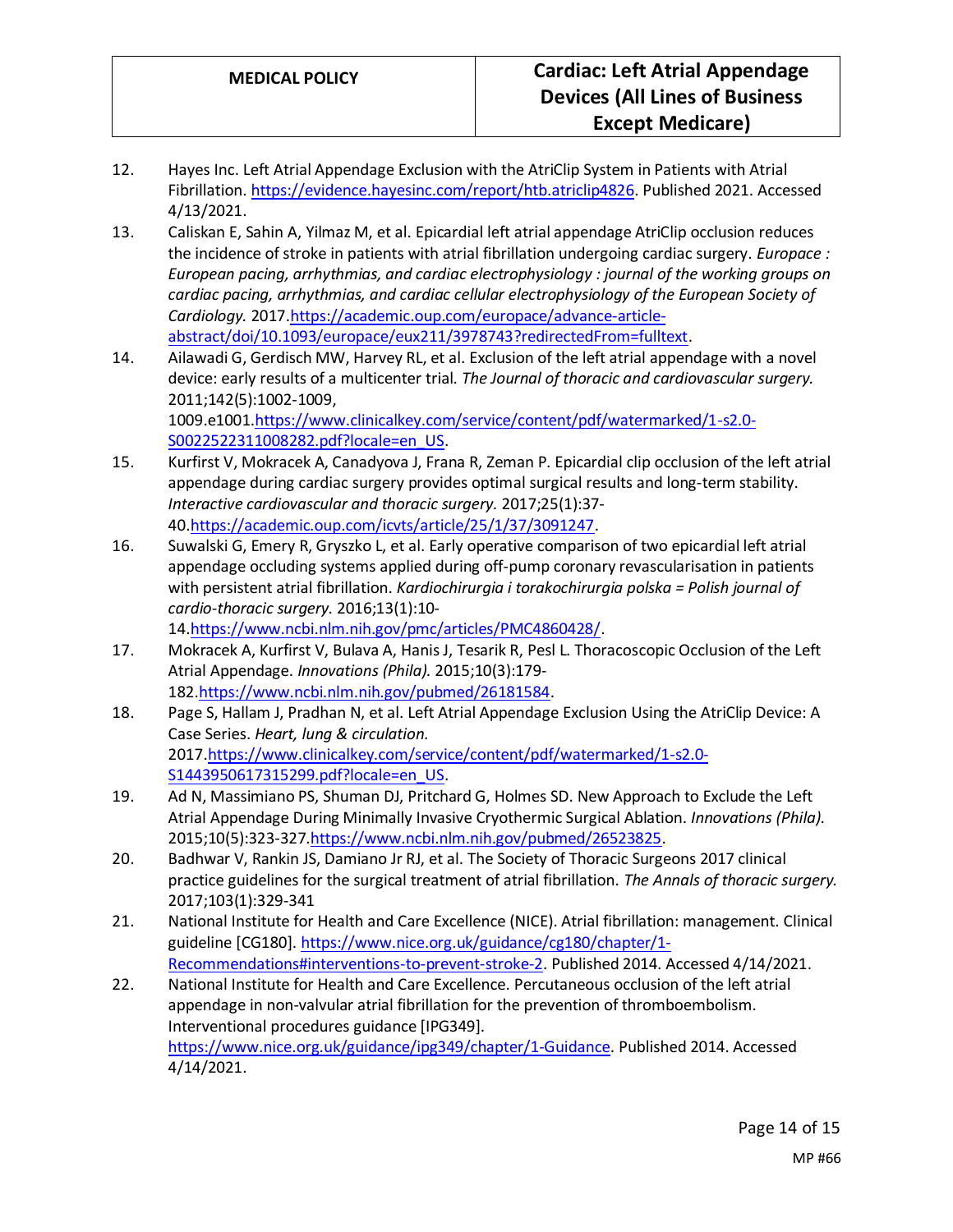12. Hayes Inc. Left Atrial Appendage Exclusion with the AtriClip System in Patients with Atrial Fibrillation. https://evidence.hayesinc.com/report/htb.atriclip4826. Published 2021. Accessed 4/13/2021.
13. Caliskan E, Sahin A, Yilmaz M, et al. Epicardial left atrial appendage AtriClip occlusion reduces the incidence of stroke in patients with atrial fibrillation undergoing cardiac surgery. *Europace : European pacing, arrhythmias, and cardiac electrophysiology : journal of the working groups on cardiac pacing, arrhythmias, and cardiac cellular electrophysiology of the European Society of Cardiology.* 2017.https://academic.oup.com/europace/advance-article-abstract/doi/10.1093/europace/eux211/3978743?redirectedFrom=fulltext.
14. Ailawadi G, Gerdisch MW, Harvey RL, et al. Exclusion of the left atrial appendage with a novel device: early results of a multicenter trial. *The Journal of thoracic and cardiovascular surgery.* 2011;142(5):1002-1009, 1009.e1001.https://www.clinicalkey.com/service/content/pdf/watermarked/1-s2.0-S0022522311008282.pdf?locale=en_US.
15. Kurfirst V, Mokracek A, Canadyova J, Frana R, Zeman P. Epicardial clip occlusion of the left atrial appendage during cardiac surgery provides optimal surgical results and long-term stability. *Interactive cardiovascular and thoracic surgery.* 2017;25(1):37-40.https://academic.oup.com/icvts/article/25/1/37/3091247.
16. Suwalski G, Emery R, Gryszko L, et al. Early operative comparison of two epicardial left atrial appendage occluding systems applied during off-pump coronary revascularisation in patients with persistent atrial fibrillation. *Kardiochirurgia i torakochirurgia polska = Polish journal of cardio-thoracic surgery.* 2016;13(1):10-14.https://www.ncbi.nlm.nih.gov/pmc/articles/PMC4860428/.
17. Mokracek A, Kurfirst V, Bulava A, Hanis J, Tesarik R, Pesl L. Thoracoscopic Occlusion of the Left Atrial Appendage. *Innovations (Phila).* 2015;10(3):179-182.https://www.ncbi.nlm.nih.gov/pubmed/26181584.
18. Page S, Hallam J, Pradhan N, et al. Left Atrial Appendage Exclusion Using the AtriClip Device: A Case Series. *Heart, lung & circulation.* 2017.https://www.clinicalkey.com/service/content/pdf/watermarked/1-s2.0-S1443950617315299.pdf?locale=en_US.
19. Ad N, Massimiano PS, Shuman DJ, Pritchard G, Holmes SD. New Approach to Exclude the Left Atrial Appendage During Minimally Invasive Cryothermic Surgical Ablation. *Innovations (Phila).* 2015;10(5):323-327.https://www.ncbi.nlm.nih.gov/pubmed/26523825.
20. Badhwar V, Rankin JS, Damiano Jr RJ, et al. The Society of Thoracic Surgeons 2017 clinical practice guidelines for the surgical treatment of atrial fibrillation. *The Annals of thoracic surgery.* 2017;103(1):329-341
21. National Institute for Health and Care Excellence (NICE). Atrial fibrillation: management. Clinical guideline [CG180]. https://www.nice.org.uk/guidance/cg180/chapter/1-Recommendations#interventions-to-prevent-stroke-2. Published 2014. Accessed 4/14/2021.
22. National Institute for Health and Care Excellence. Percutaneous occlusion of the left atrial appendage in non-valvular atrial fibrillation for the prevention of thromboembolism. Interventional procedures guidance [IPG349]. https://www.nice.org.uk/guidance/ipg349/chapter/1-Guidance. Published 2014. Accessed 4/14/2021.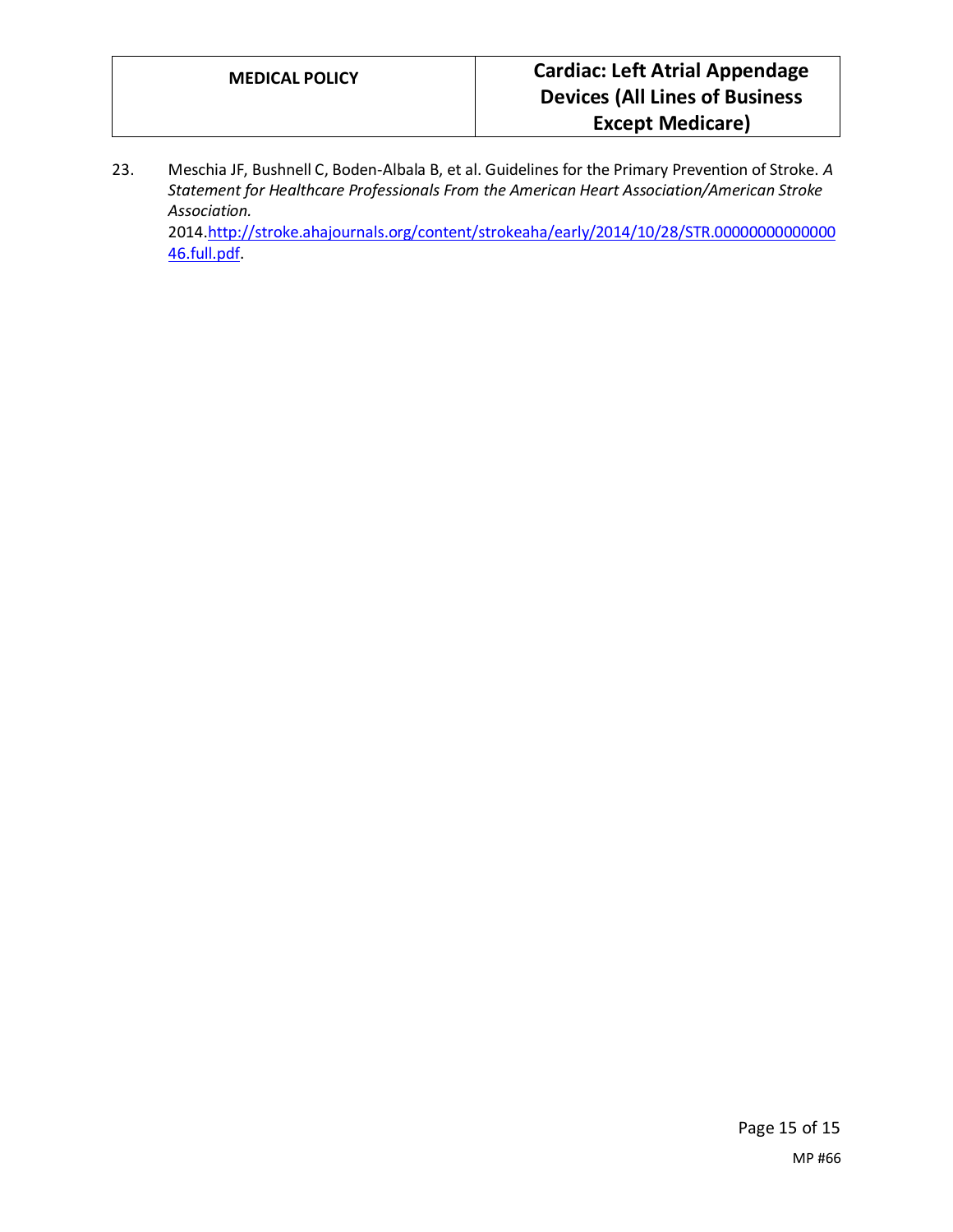23. Meschia JF, Bushnell C, Boden-Albala B, et al. Guidelines for the Primary Prevention of Stroke. *A Statement for Healthcare Professionals From the American Heart Association/American Stroke Association.* 2014.[http://stroke.ahajournals.org/content/strokeaha/early/2014/10/28/STR.0000000000000046.full.pdf](http://stroke.ahajournals.org/content/strokeaha/early/2014/10/28/STR.0000000000000046.full.pdf).